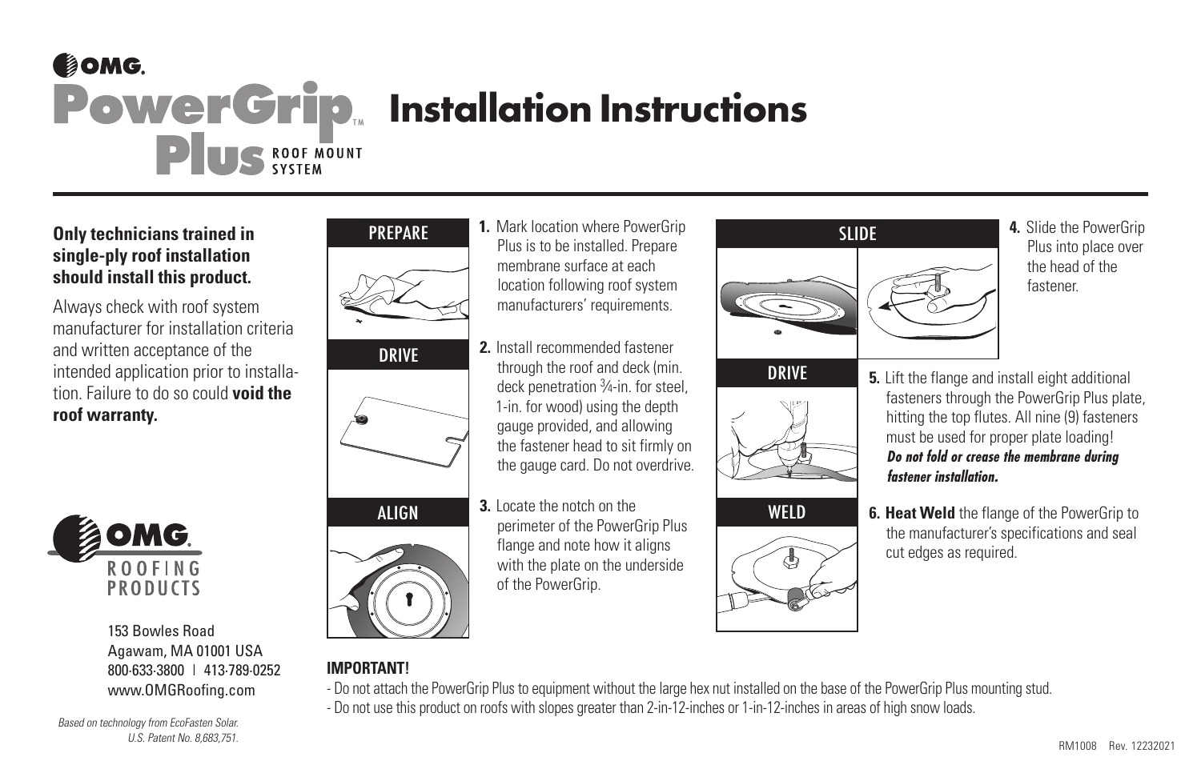# OMG PowerGrip™ Plus Roof Mount System Installation Instructions

**Only technicians trained in single-ply roof installation should install this product.**

Always check with roof system manufacturer for installation criteria and written acceptance of the intended application prior to installation. Failure to do so could **void the roof warranty.**

OMG ROOFING PRODUCTS

153 Bowles Road
Agawam, MA 01001 USA
800-633-3800 | 413-789-0252
www.OMGRoofing.com

*Based on technology from EcoFasten Solar. U.S. Patent No. 8,683,751.*

## PREPARE

**1.** Mark location where PowerGrip Plus is to be installed. Prepare membrane surface at each location following roof system manufacturers' requirements.

## DRIVE

**2.** Install recommended fastener through the roof and deck (min. deck penetration ¾-in. for steel, 1-in. for wood) using the depth gauge provided, and allowing the fastener head to sit firmly on the gauge card. Do not overdrive.

## ALIGN

**3.** Locate the notch on the perimeter of the PowerGrip Plus flange and note how it aligns with the plate on the underside of the PowerGrip.

## SLIDE

**4.** Slide the PowerGrip Plus into place over the head of the fastener.

## DRIVE

**5.** Lift the flange and install eight additional fasteners through the PowerGrip Plus plate, hitting the top flutes. All nine (9) fasteners must be used for proper plate loading! ***Do not fold or crease the membrane during fastener installation.***

## WELD

**6. Heat Weld** the flange of the PowerGrip to the manufacturer's specifications and seal cut edges as required.

**IMPORTANT!**

- Do not attach the PowerGrip Plus to equipment without the large hex nut installed on the base of the PowerGrip Plus mounting stud.
- Do not use this product on roofs with slopes greater than 2-in-12-inches or 1-in-12-inches in areas of high snow loads.

RM1008 Rev. 12232021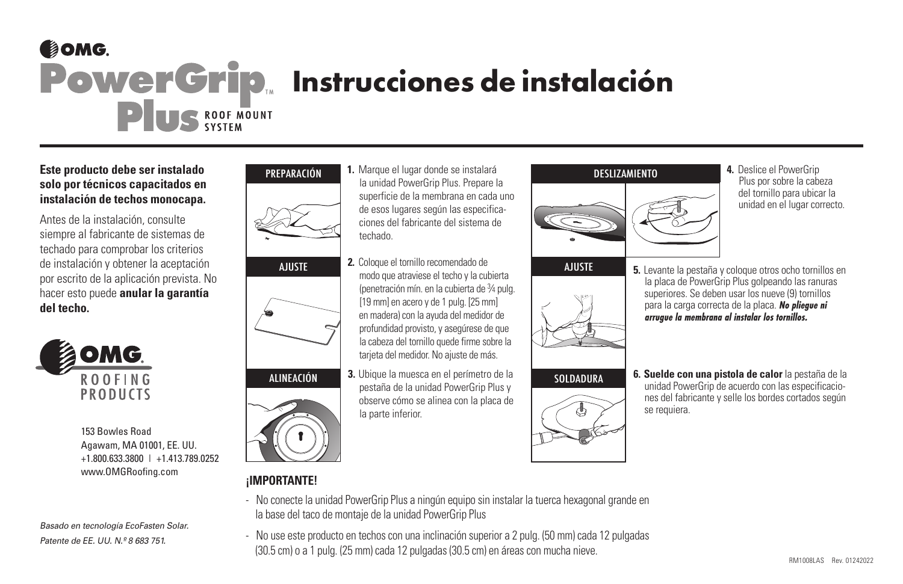# PowerGrip Plus ROOF MOUNT SYSTEM — Instrucciones de instalación

**Este producto debe ser instalado solo por técnicos capacitados en instalación de techos monocapa.**

Antes de la instalación, consulte siempre al fabricante de sistemas de techado para comprobar los criterios de instalación y obtener la aceptación por escrito de la aplicación prevista. No hacer esto puede **anular la garantía del techo.**

OMG ROOFING PRODUCTS

153 Bowles Road
Agawam, MA 01001, EE. UU.
+1.800.633.3800 | +1.413.789.0252
www.OMGRoofing.com

*Basado en tecnología EcoFasten Solar.*
*Patente de EE. UU. N.º 8 683 751.*

## PREPARACIÓN

**1.** Marque el lugar donde se instalará la unidad PowerGrip Plus. Prepare la superficie de la membrana en cada uno de esos lugares según las especificaciones del fabricante del sistema de techado.

## AJUSTE

**2.** Coloque el tornillo recomendado de modo que atraviese el techo y la cubierta (penetración mín. en la cubierta de ¾ pulg. [19 mm] en acero y de 1 pulg. [25 mm] en madera) con la ayuda del medidor de profundidad provisto, y asegúrese de que la cabeza del tornillo quede firme sobre la tarjeta del medidor. No ajuste de más.

## ALINEACIÓN

**3.** Ubique la muesca en el perímetro de la pestaña de la unidad PowerGrip Plus y observe cómo se alinea con la placa de la parte inferior.

## DESLIZAMIENTO

**4.** Deslice el PowerGrip Plus por sobre la cabeza del tornillo para ubicar la unidad en el lugar correcto.

## AJUSTE

**5.** Levante la pestaña y coloque otros ocho tornillos en la placa de PowerGrip Plus golpeando las ranuras superiores. Se deben usar los nueve (9) tornillos para la carga correcta de la placa. ***No pliegue ni arrugue la membrana al instalar los tornillos.***

## SOLDADURA

**6. Suelde con una pistola de calor** la pestaña de la unidad PowerGrip de acuerdo con las especificaciones del fabricante y selle los bordes cortados según se requiera.

## ¡IMPORTANTE!

- No conecte la unidad PowerGrip Plus a ningún equipo sin instalar la tuerca hexagonal grande en la base del taco de montaje de la unidad PowerGrip Plus
- No use este producto en techos con una inclinación superior a 2 pulg. (50 mm) cada 12 pulgadas (30.5 cm) o a 1 pulg. (25 mm) cada 12 pulgadas (30.5 cm) en áreas con mucha nieve.

RM1008LAS Rev. 01242022